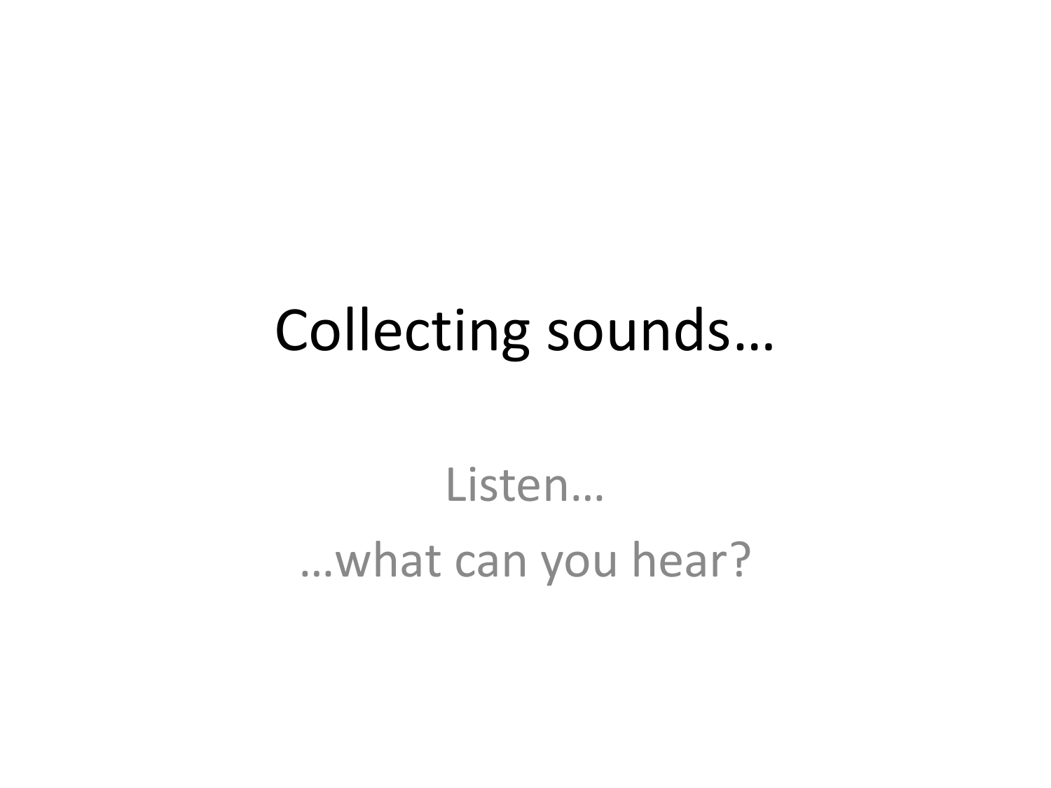# Collecting sounds…

Listen…

…what can you hear?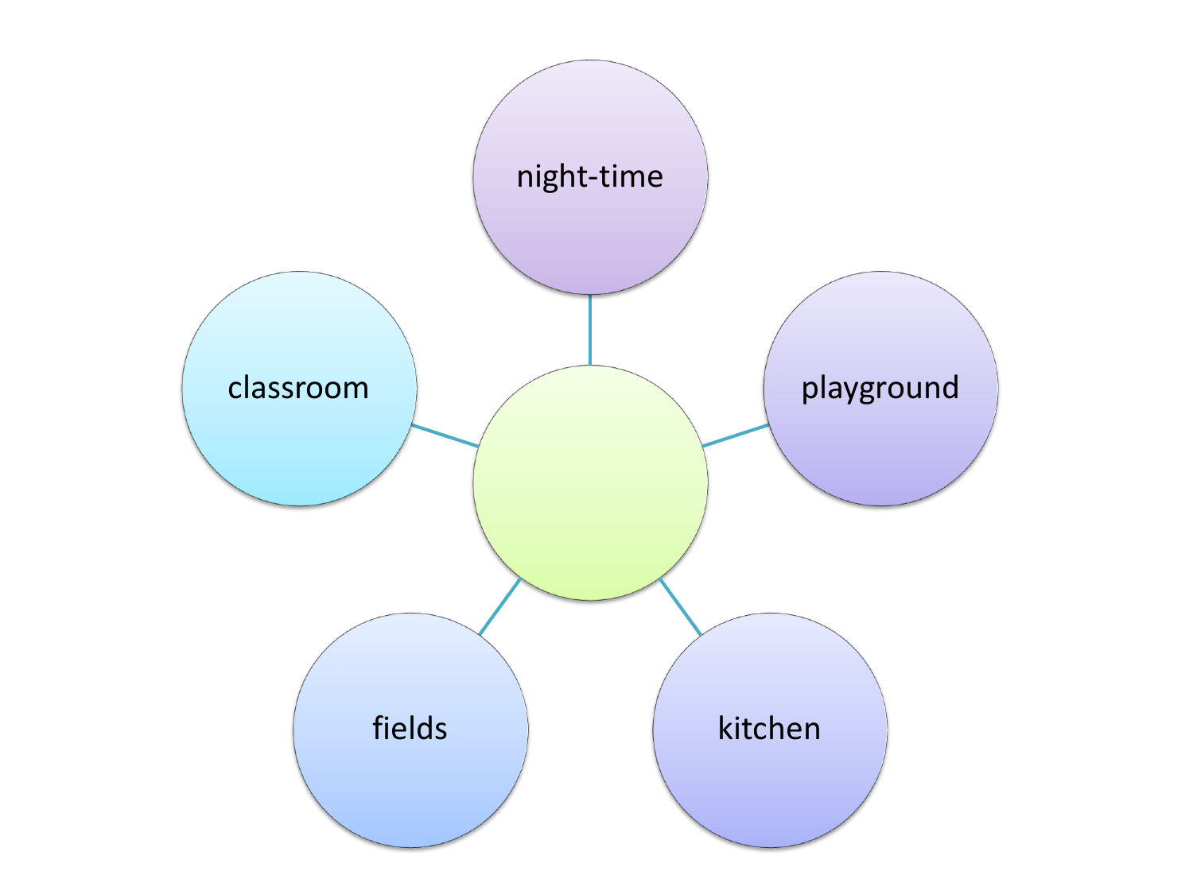night-time

classroom

playground

fields

kitchen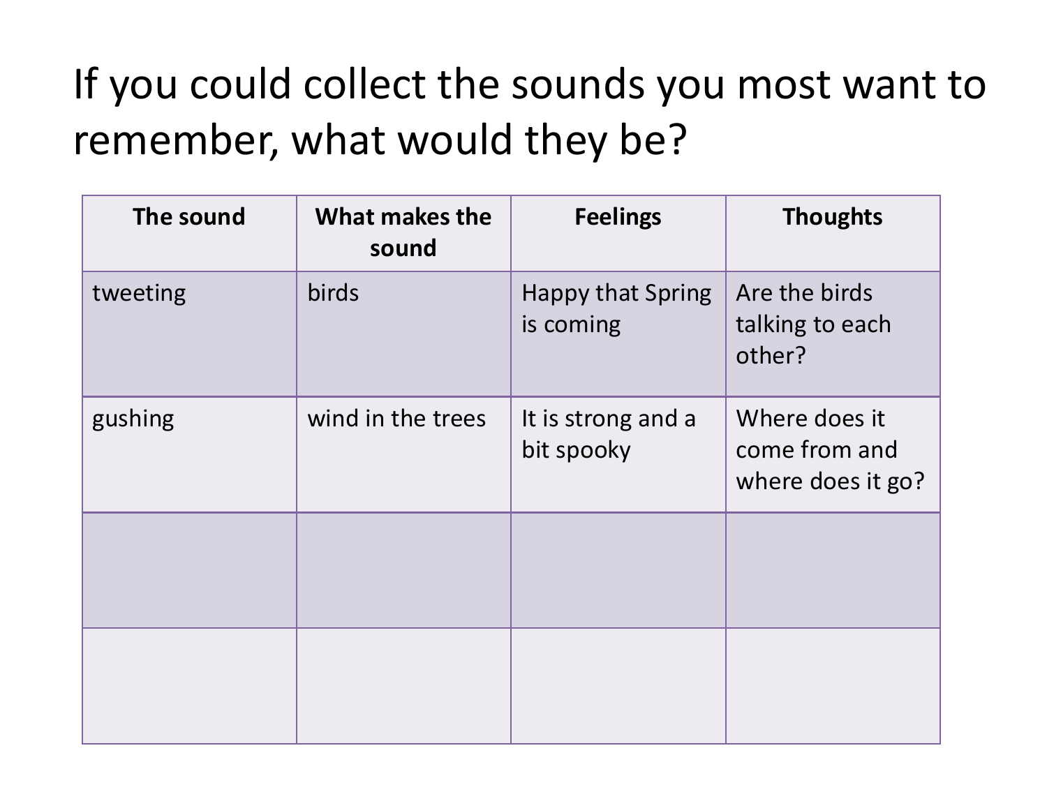# If you could collect the sounds you most want to remember, what would they be?

| The sound | What makes the sound | Feelings | Thoughts |
|---|---|---|---|
| tweeting | birds | Happy that Spring is coming | Are the birds talking to each other? |
| gushing | wind in the trees | It is strong and a bit spooky | Where does it come from and where does it go? |
| | | | |
| | | | |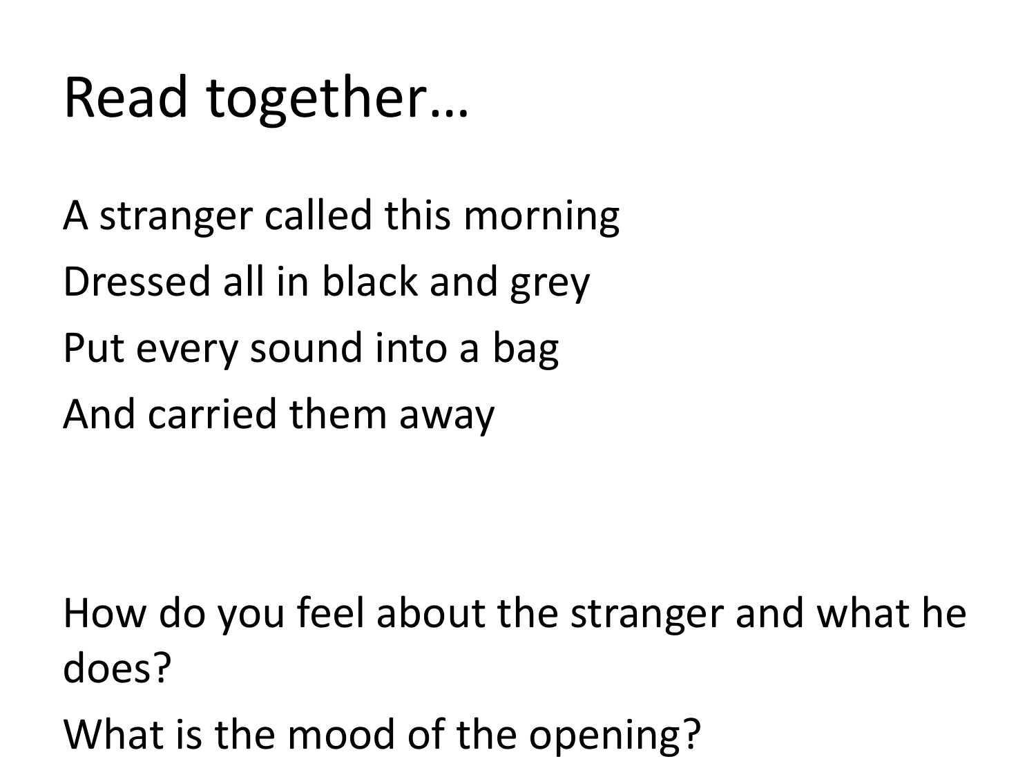# Read together…

A stranger called this morning
Dressed all in black and grey
Put every sound into a bag
And carried them away

How do you feel about the stranger and what he does?

What is the mood of the opening?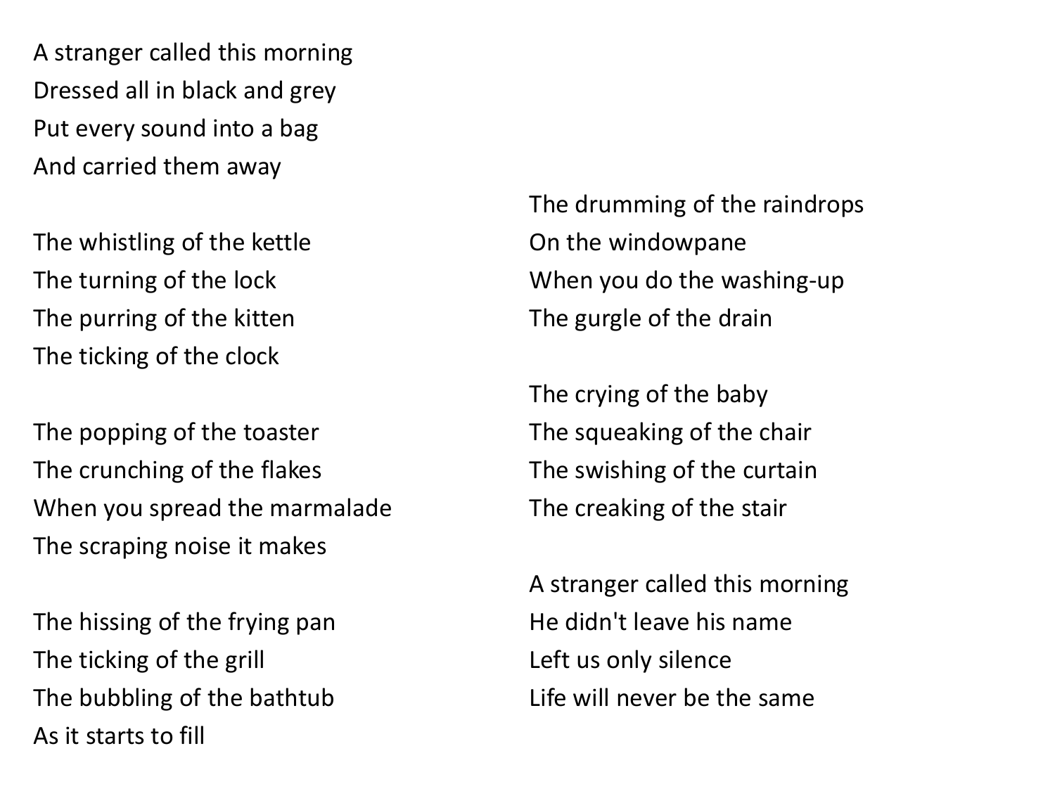A stranger called this morning
Dressed all in black and grey
Put every sound into a bag
And carried them away

The whistling of the kettle
The turning of the lock
The purring of the kitten
The ticking of the clock

The popping of the toaster
The crunching of the flakes
When you spread the marmalade
The scraping noise it makes

The hissing of the frying pan
The ticking of the grill
The bubbling of the bathtub
As it starts to fill

The drumming of the raindrops
On the windowpane
When you do the washing-up
The gurgle of the drain

The crying of the baby
The squeaking of the chair
The swishing of the curtain
The creaking of the stair

A stranger called this morning
He didn't leave his name
Left us only silence
Life will never be the same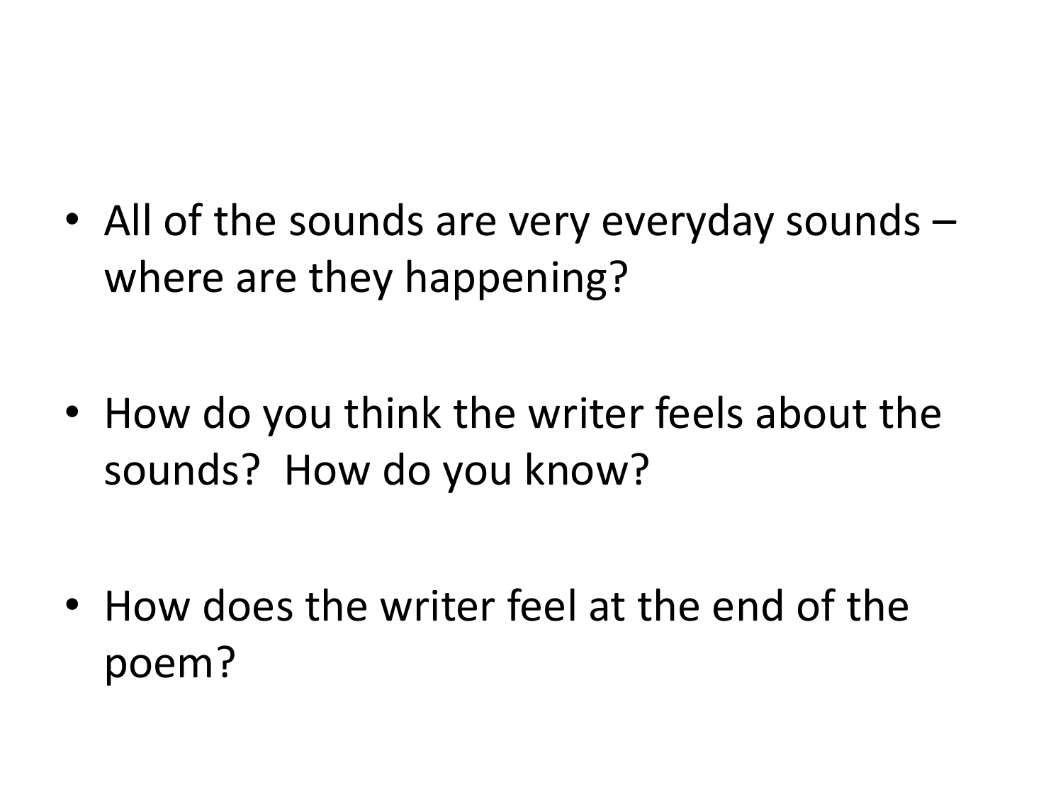- All of the sounds are very everyday sounds – where are they happening?

- How do you think the writer feels about the sounds? How do you know?

- How does the writer feel at the end of the poem?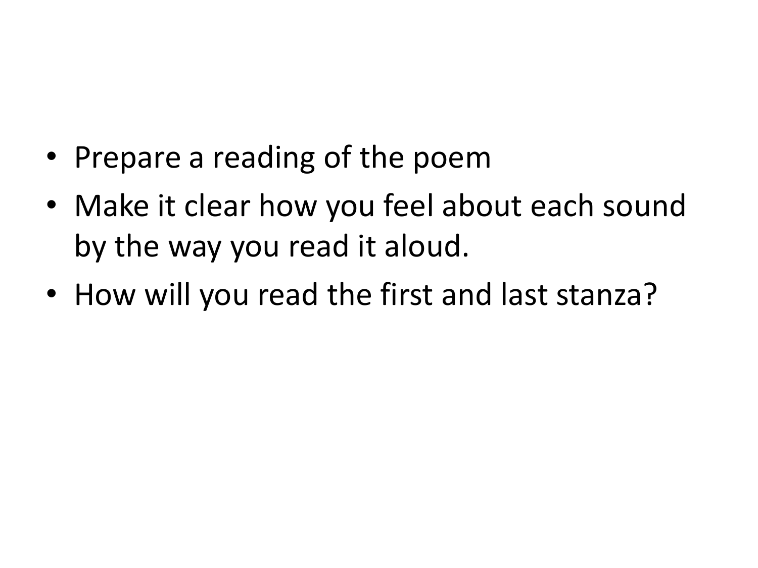- Prepare a reading of the poem
- Make it clear how you feel about each sound by the way you read it aloud.
- How will you read the first and last stanza?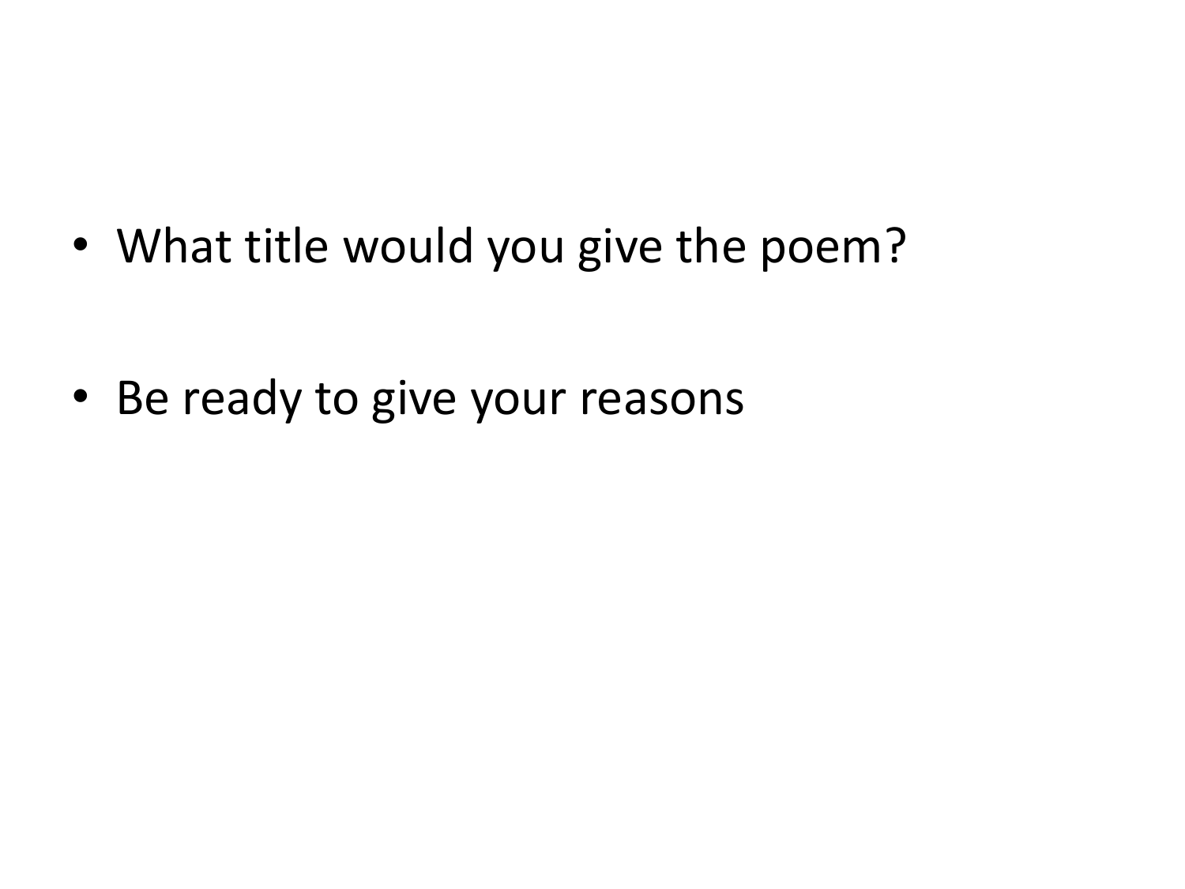- What title would you give the poem?

- Be ready to give your reasons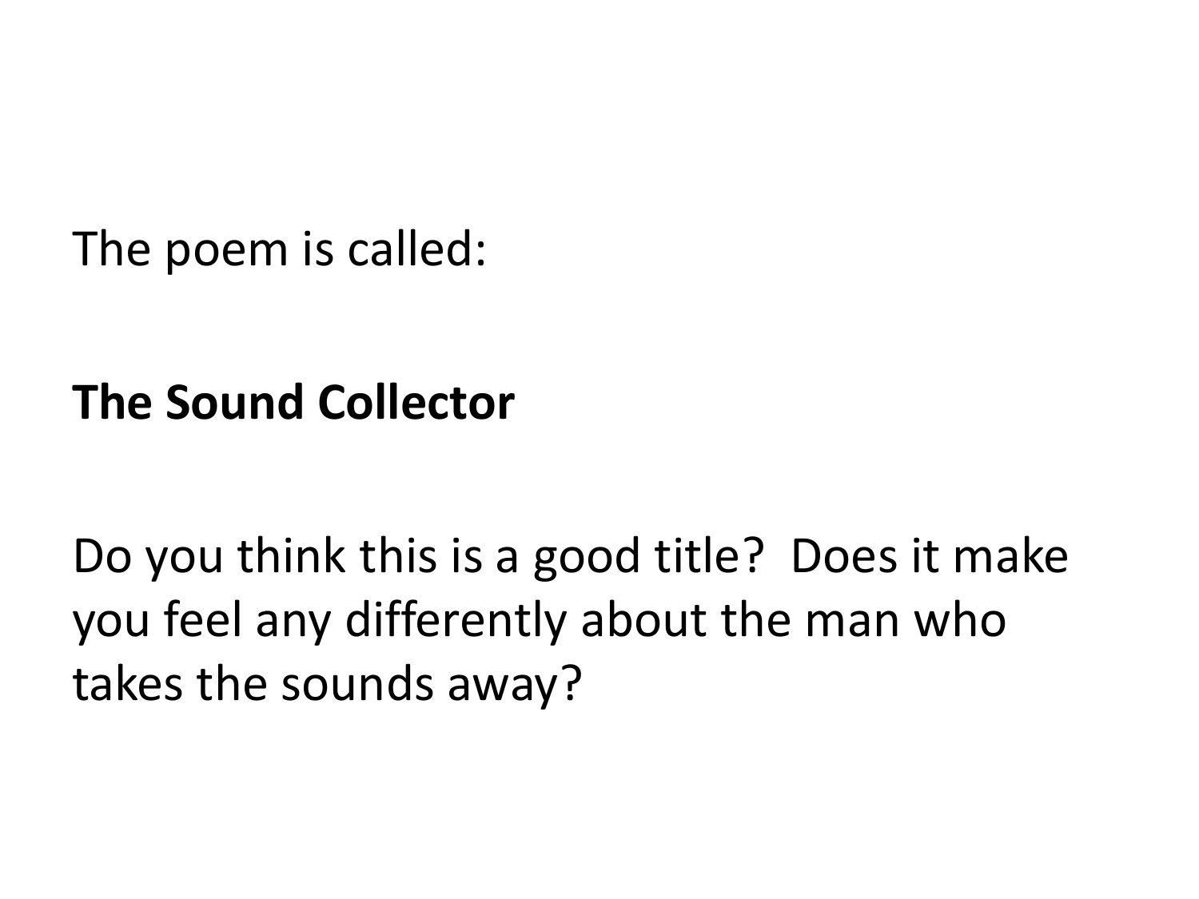The poem is called:

**The Sound Collector**

Do you think this is a good title? Does it make you feel any differently about the man who takes the sounds away?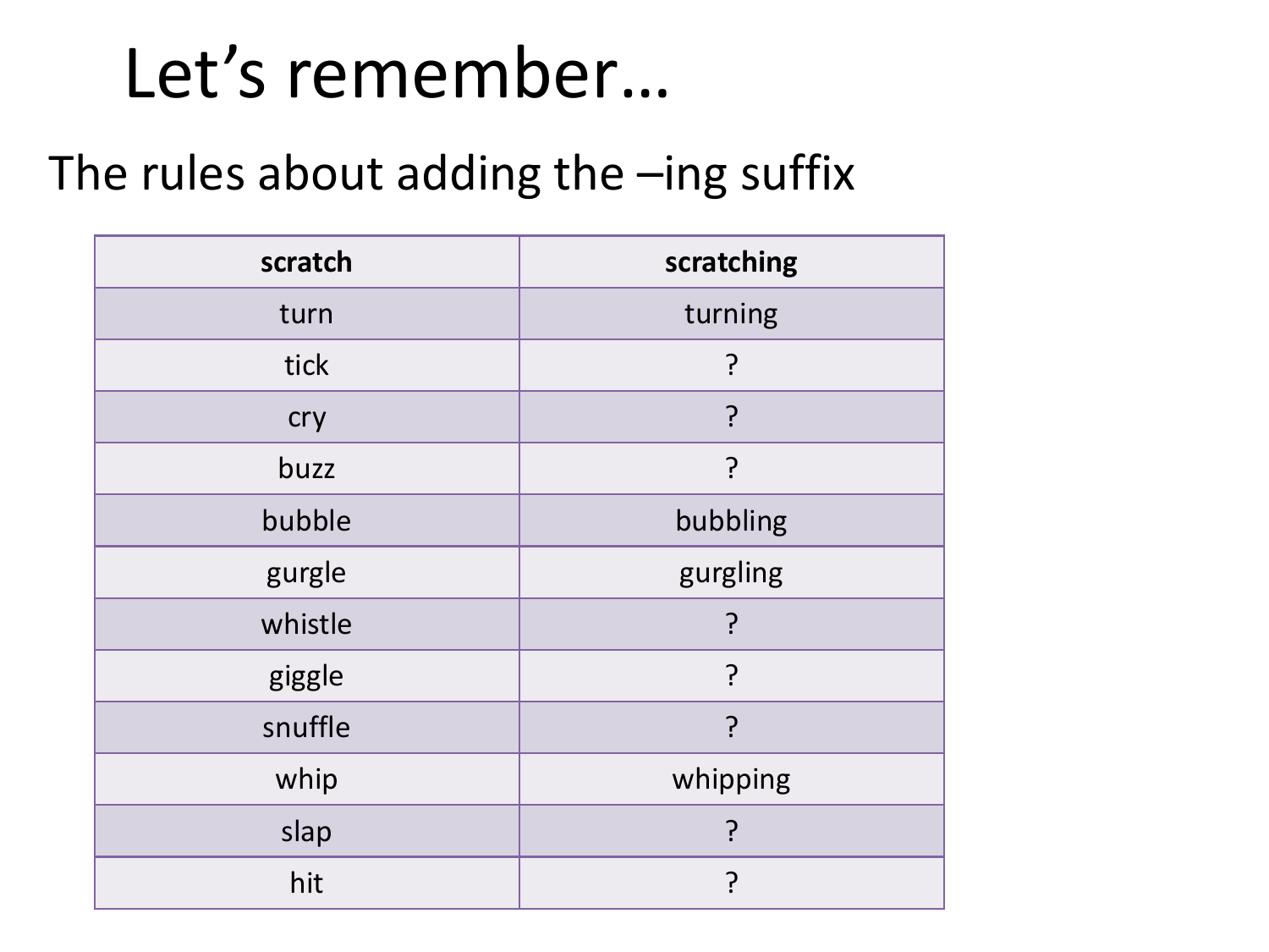# Let's remember…

The rules about adding the –ing suffix

| scratch | scratching |
|---|---|
| turn | turning |
| tick | ? |
| cry | ? |
| buzz | ? |
| bubble | bubbling |
| gurgle | gurgling |
| whistle | ? |
| giggle | ? |
| snuffle | ? |
| whip | whipping |
| slap | ? |
| hit | ? |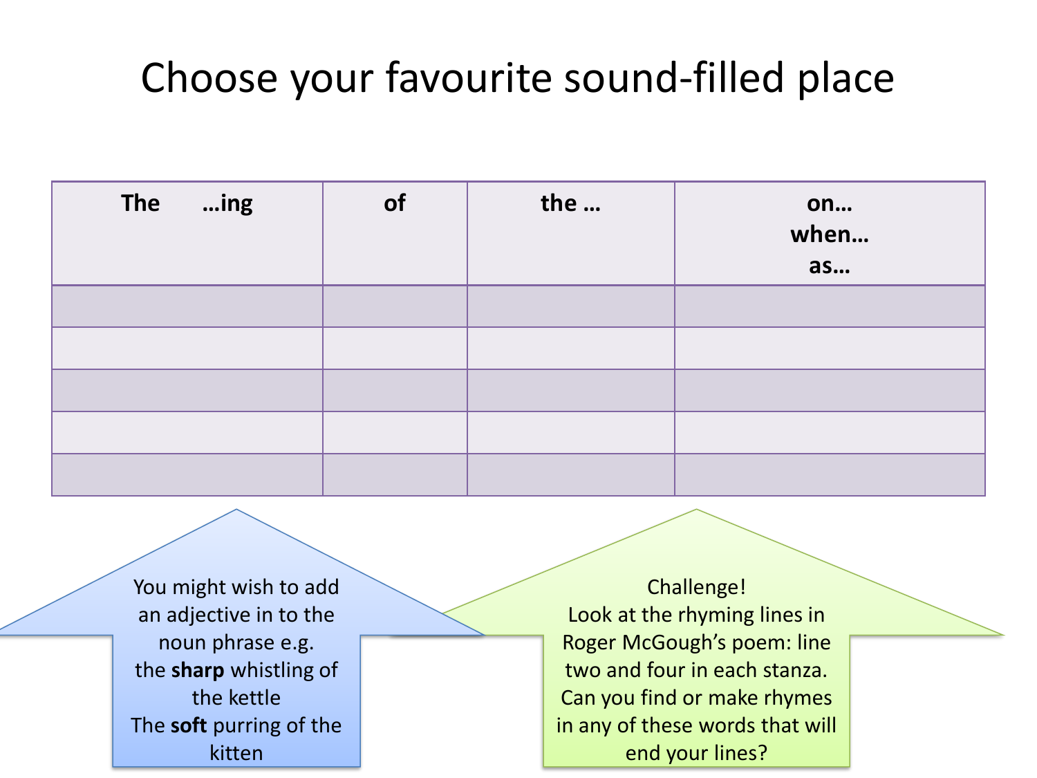# Choose your favourite sound-filled place

| The …ing | of | the … | on… when… as… |
|---|---|---|---|
| | | | |
| | | | |
| | | | |
| | | | |
| | | | |

You might wish to add an adjective in to the noun phrase e.g. the **sharp** whistling of the kettle The **soft** purring of the kitten

Challenge! Look at the rhyming lines in Roger McGough's poem: line two and four in each stanza. Can you find or make rhymes in any of these words that will end your lines?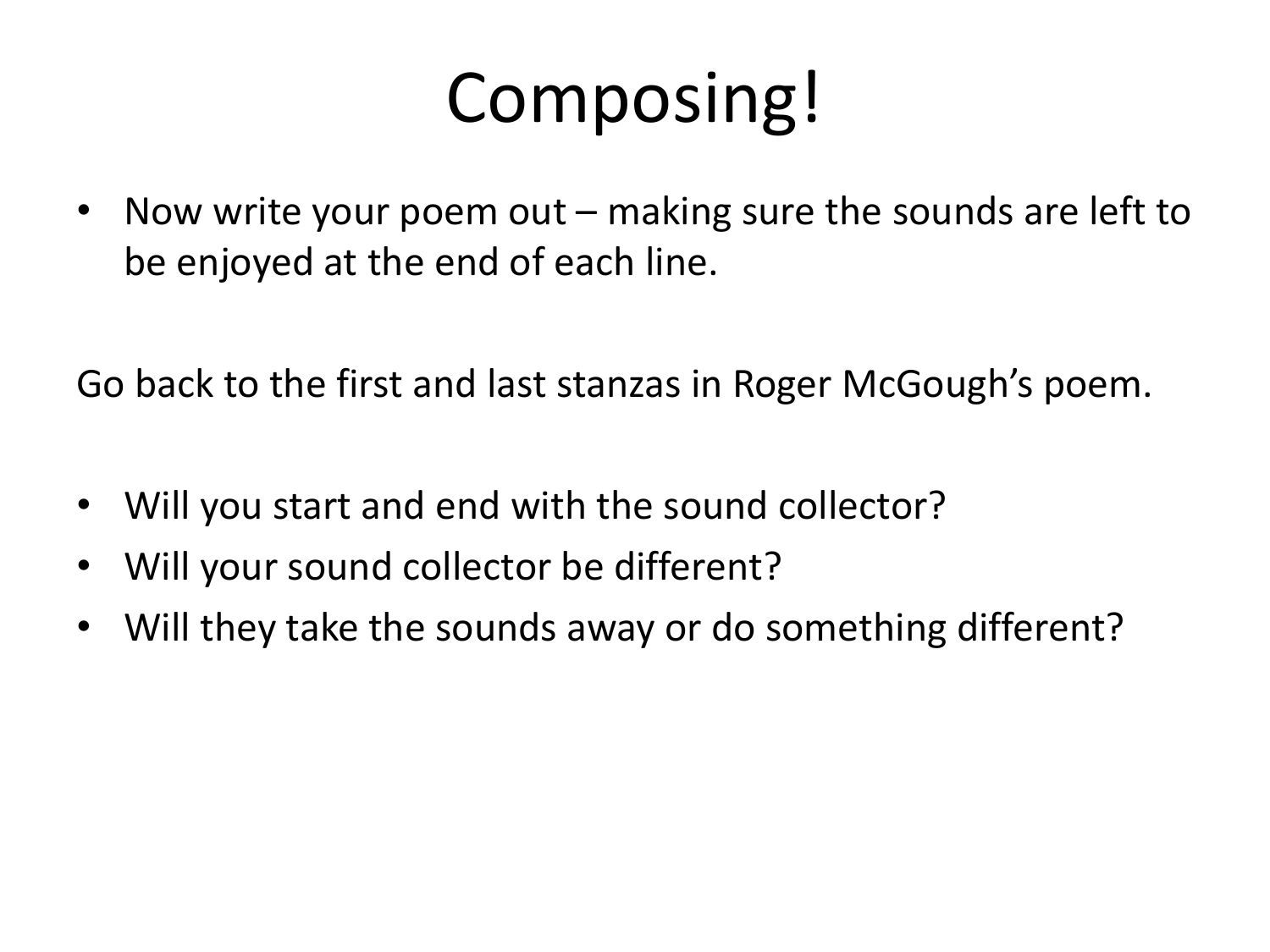# Composing!

- Now write your poem out – making sure the sounds are left to be enjoyed at the end of each line.

Go back to the first and last stanzas in Roger McGough's poem.

- Will you start and end with the sound collector?
- Will your sound collector be different?
- Will they take the sounds away or do something different?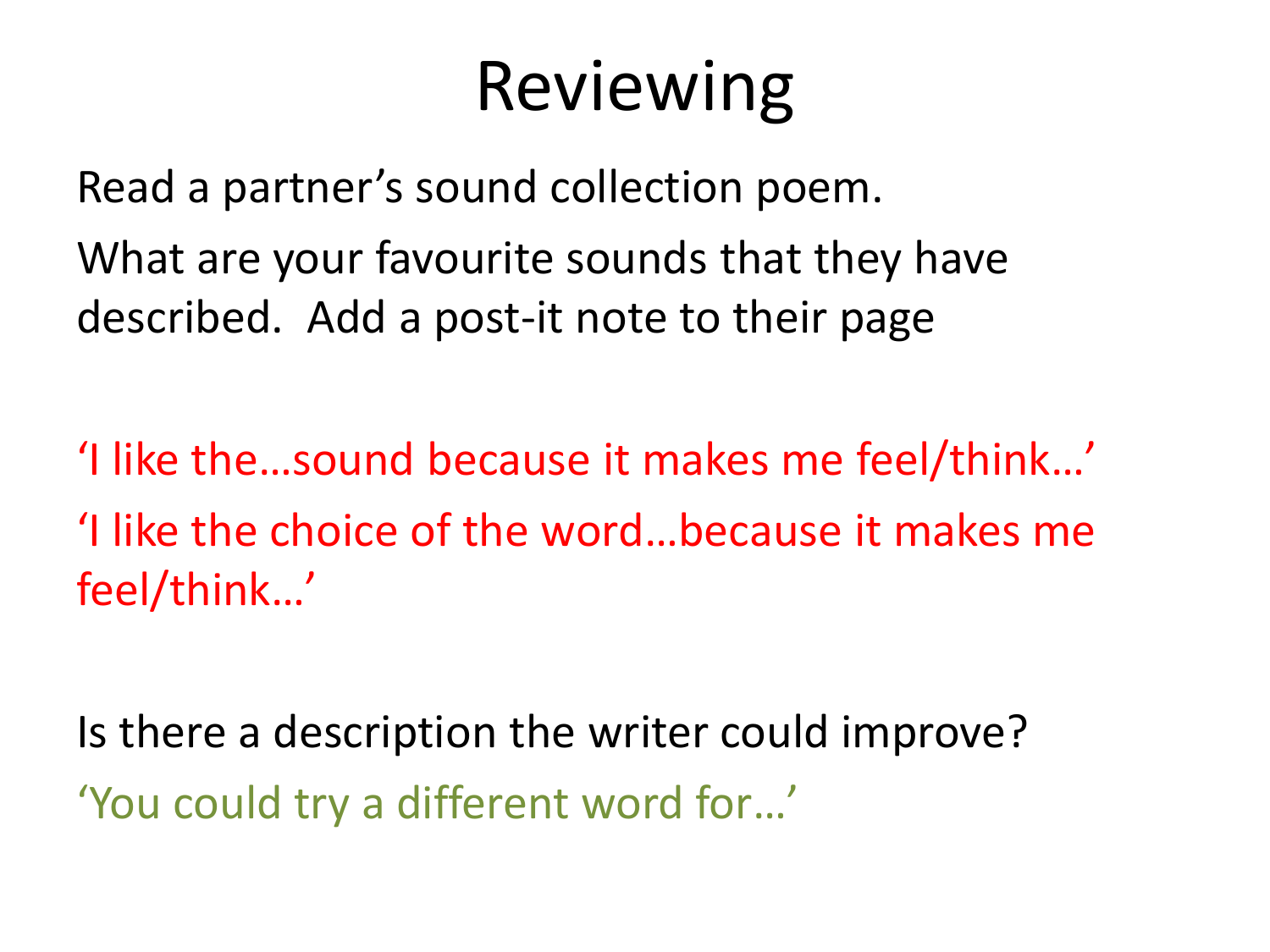# Reviewing

Read a partner's sound collection poem.

What are your favourite sounds that they have described.  Add a post-it note to their page

'I like the…sound because it makes me feel/think…'

'I like the choice of the word…because it makes me feel/think…'

Is there a description the writer could improve?

'You could try a different word for…'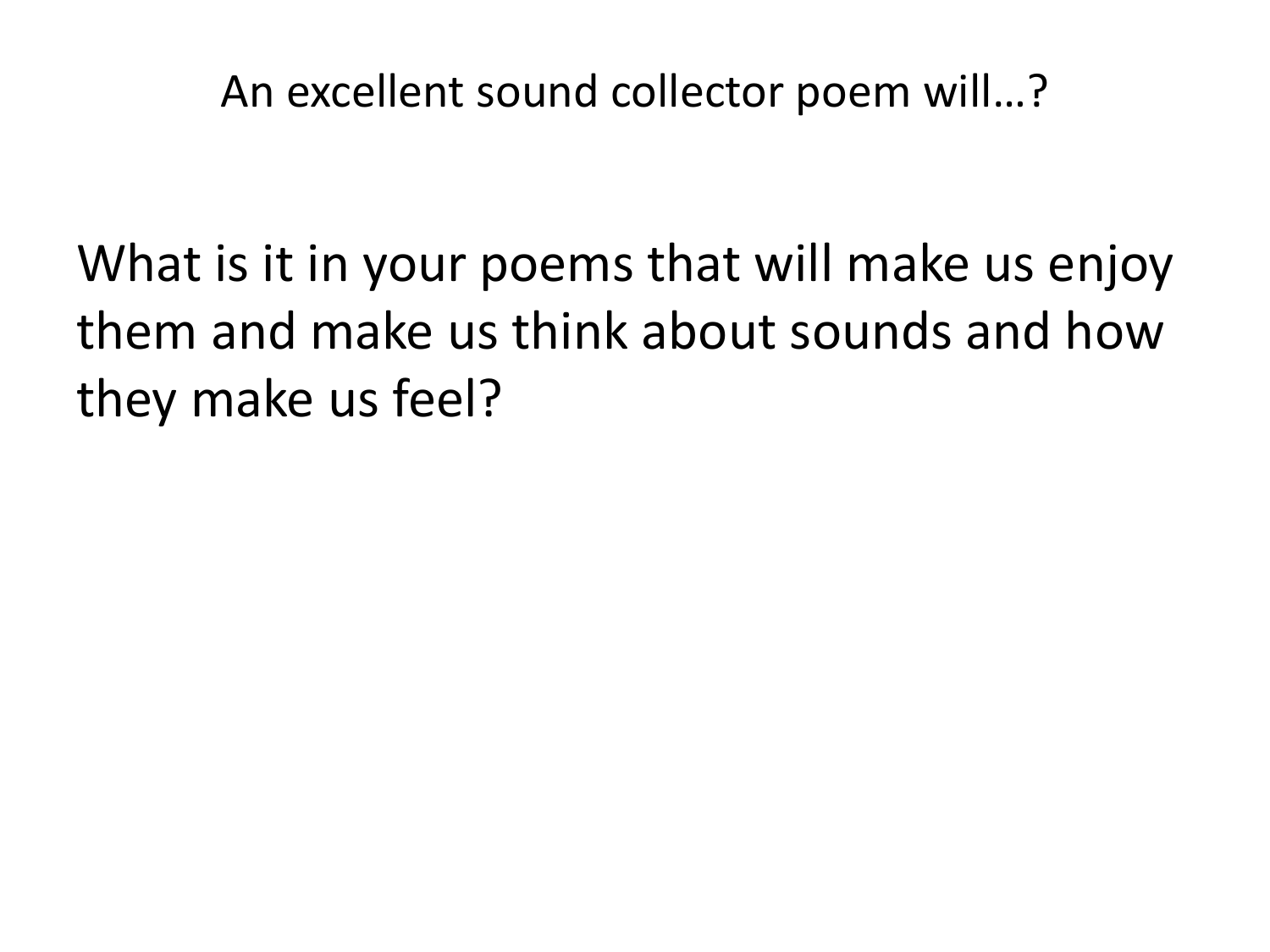# An excellent sound collector poem will…?

What is it in your poems that will make us enjoy them and make us think about sounds and how they make us feel?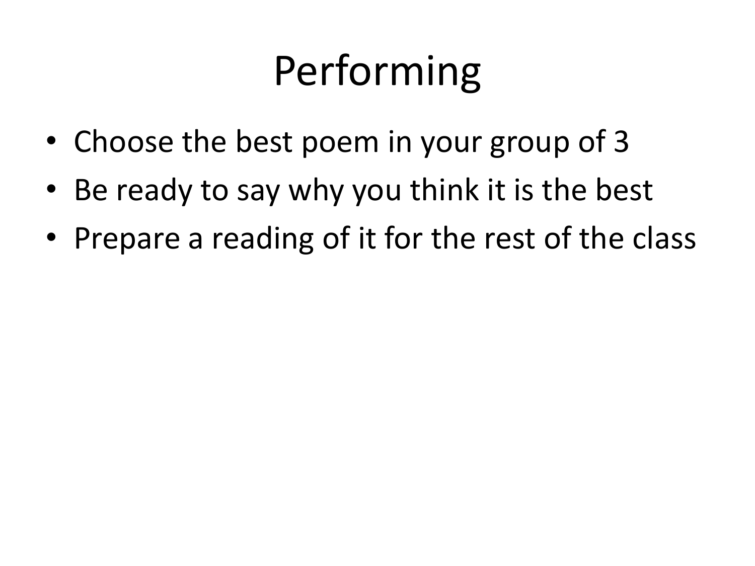# Performing

- Choose the best poem in your group of 3
- Be ready to say why you think it is the best
- Prepare a reading of it for the rest of the class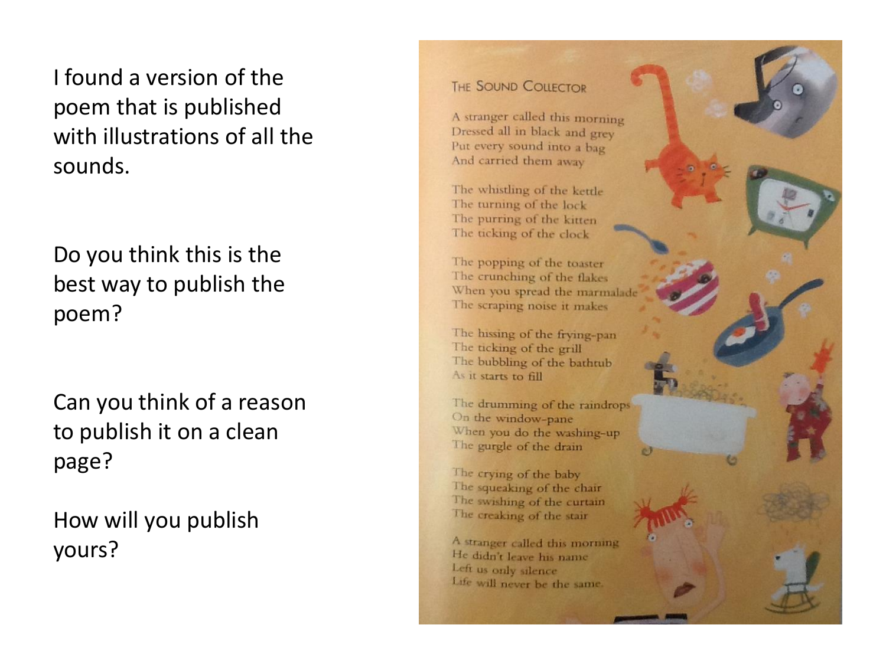I found a version of the poem that is published with illustrations of all the sounds.

Do you think this is the best way to publish the poem?

Can you think of a reason to publish it on a clean page?

How will you publish yours?

## The Sound Collector

A stranger called this morning
Dressed all in black and grey
Put every sound into a bag
And carried them away

The whistling of the kettle
The turning of the lock
The purring of the kitten
The ticking of the clock

The popping of the toaster
The crunching of the flakes
When you spread the marmalade
The scraping noise it makes

The hissing of the frying-pan
The ticking of the grill
The bubbling of the bathtub
As it starts to fill

The drumming of the raindrops
On the window-pane
When you do the washing-up
The gurgle of the drain

The crying of the baby
The squeaking of the chair
The swishing of the curtain
The creaking of the stair

A stranger called this morning
He didn't leave his name
Left us only silence
Life will never be the same.